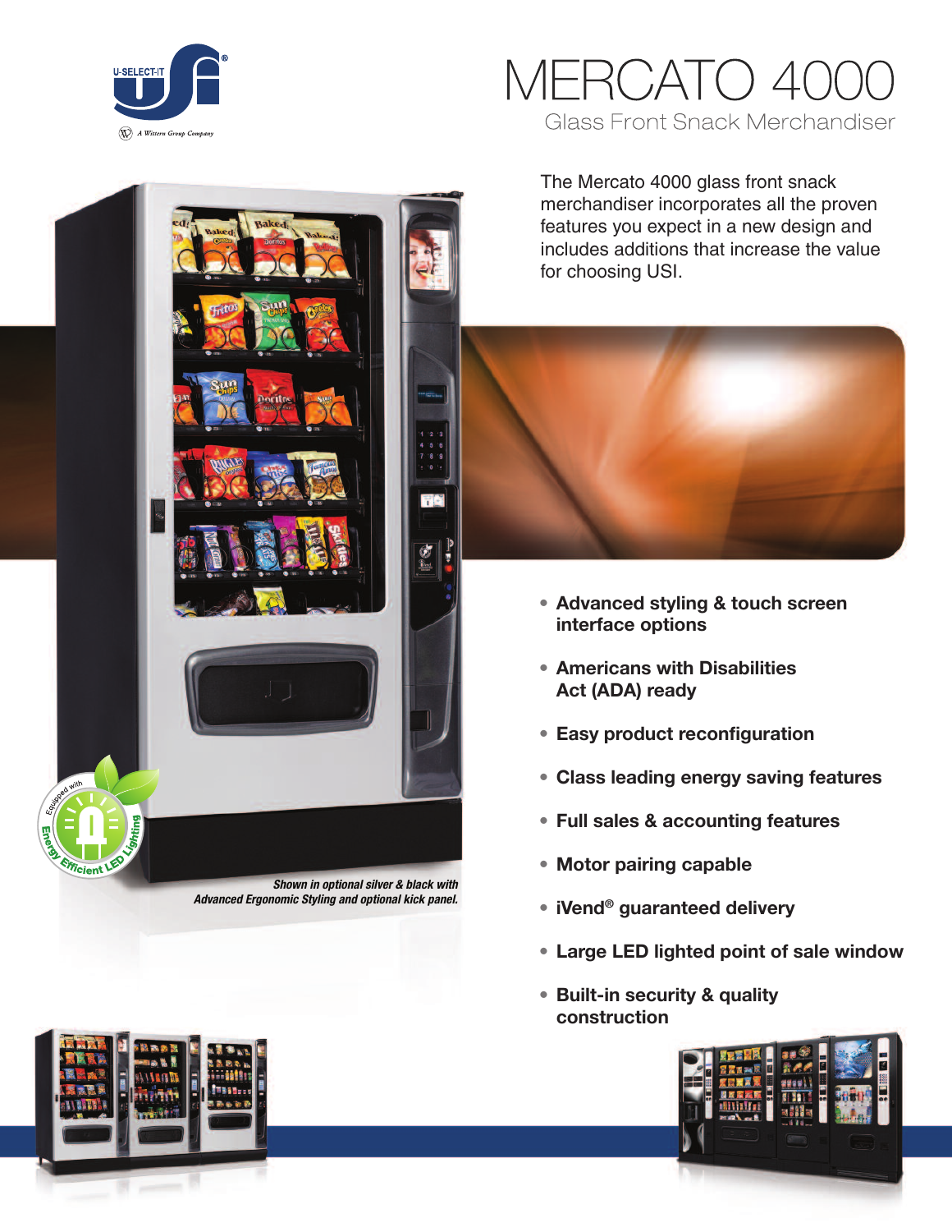U-SELECT-IT

A Wittern Group Company

# MERCATO 4000

## Glass Front Snack Merchandiser

The Mercato 4000 glass front snack merchandiser incorporates all the proven features you expect in a new design and includes additions that increase the value for choosing USI.

- **Advanced styling & touch screen interface options**
- **Americans with Disabilities Act (ADA) ready**
- **Easy product reconfiguration**
- **Class leading energy saving features**
- **Full sales & accounting features**
- **Motor pairing capable**
- **iVend® guaranteed delivery**
- **Large LED lighted point of sale window**
- **Built-in security & quality construction**

Equipped with Energy Efficient LED Lighting

***Shown in optional silver & black with Advanced Ergonomic Styling and optional kick panel.***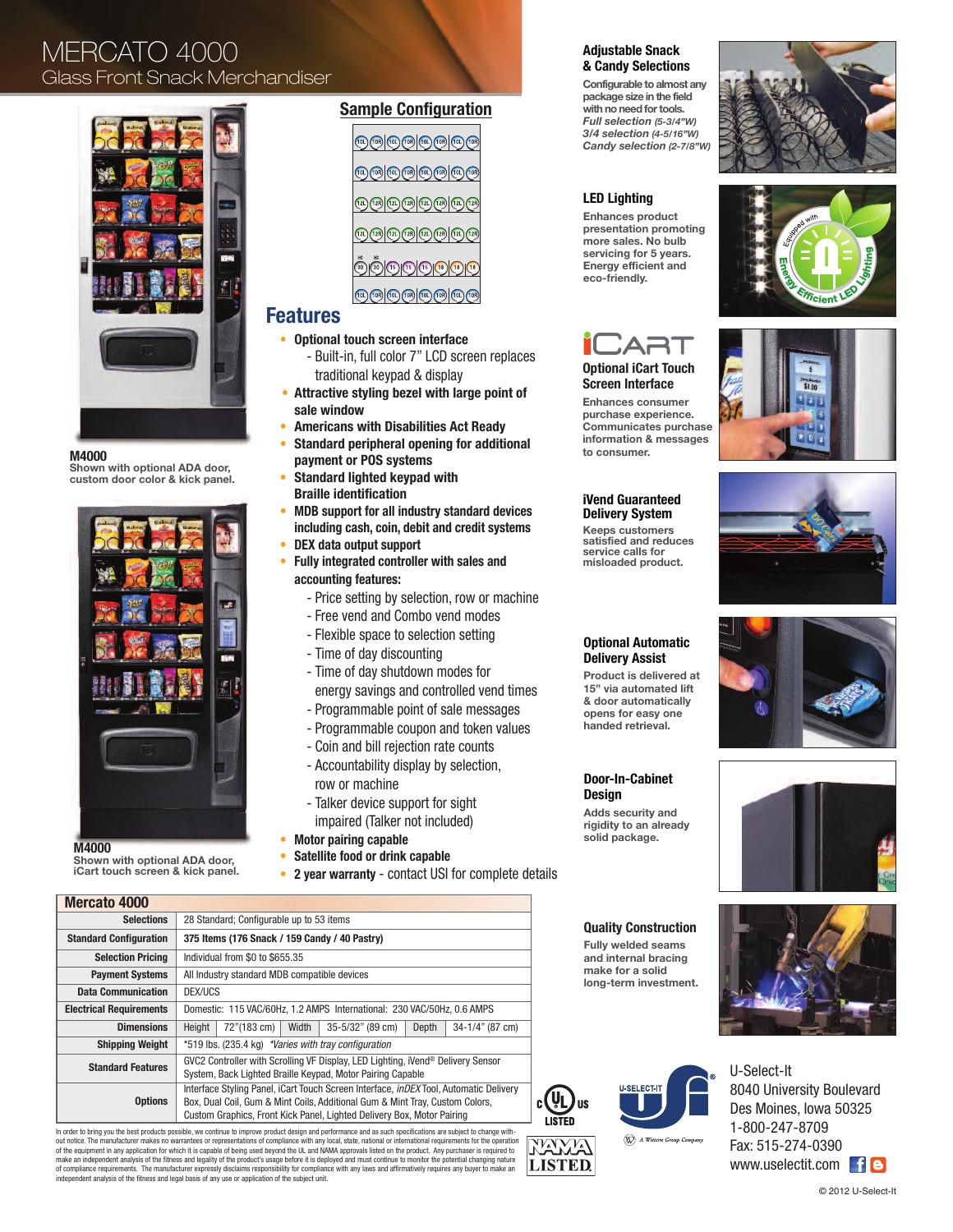# MERCATO 4000

## Glass Front Snack Merchandiser

**M4000**
Shown with optional ADA door, custom door color & kick panel.

**M4000**
Shown with optional ADA door, iCart touch screen & kick panel.

## Sample Configuration

10L 10R 10L 10R 10L 10R 10L 10R
10L 10R 10L 10R 10L 10R 10L 10R
12L 12R 12L 12R 12L 12R 12L 12R
12L 12R 12L 12R 12L 12R 12L 12R
30 30 15 15 15 18 18 18
10L 10R 10L 10R 10L 10R 10L 10R

## Features

- **Optional touch screen interface**
  - Built-in, full color 7" LCD screen replaces traditional keypad & display
- **Attractive styling bezel with large point of sale window**
- **Americans with Disabilities Act Ready**
- **Standard peripheral opening for additional payment or POS systems**
- **Standard lighted keypad with Braille identification**
- **MDB support for all industry standard devices including cash, coin, debit and credit systems**
- **DEX data output support**
- **Fully integrated controller with sales and accounting features:**
  - Price setting by selection, row or machine
  - Free vend and Combo vend modes
  - Flexible space to selection setting
  - Time of day discounting
  - Time of day shutdown modes for energy savings and controlled vend times
  - Programmable point of sale messages
  - Programmable coupon and token values
  - Coin and bill rejection rate counts
  - Accountability display by selection, row or machine
  - Talker device support for sight impaired (Talker not included)
- **Motor pairing capable**
- **Satellite food or drink capable**
- **2 year warranty** - contact USI for complete details

### Adjustable Snack & Candy Selections

Configurable to almost any package size in the field with no need for tools.
*Full selection (5-3/4"W)*
*3/4 selection (4-5/16"W)*
*Candy selection (2-7/8"W)*

### LED Lighting

Enhances product presentation promoting more sales. No bulb servicing for 5 years. Energy efficient and eco-friendly.

Equipped with Energy Efficient LED Lighting

### iCART

### Optional iCart Touch Screen Interface

Enhances consumer purchase experience. Communicates purchase information & messages to consumer.

### iVend Guaranteed Delivery System

Keeps customers satisfied and reduces service calls for misloaded product.

### Optional Automatic Delivery Assist

Product is delivered at 15" via automated lift & door automatically opens for easy one handed retrieval.

### Door-In-Cabinet Design

Adds security and rigidity to an already solid package.

### Quality Construction

Fully welded seams and internal bracing make for a solid long-term investment.

| Mercato 4000 | |
|---|---|
| Selections | 28 Standard; Configurable up to 53 items |
| Standard Configuration | **375 Items (176 Snack / 159 Candy / 40 Pastry)** |
| Selection Pricing | Individual from $0 to $655.35 |
| Payment Systems | All Industry standard MDB compatible devices |
| Data Communication | DEX/UCS |
| Electrical Requirements | Domestic: 115 VAC/60Hz, 1.2 AMPS International: 230 VAC/50Hz, 0.6 AMPS |
| Dimensions | Height 72"(183 cm) Width 35-5/32" (89 cm) Depth 34-1/4" (87 cm) |
| Shipping Weight | *519 lbs. (235.4 kg) *Varies with tray configuration* |
| Standard Features | GVC2 Controller with Scrolling VF Display, LED Lighting, iVend® Delivery Sensor System, Back Lighted Braille Keypad, Motor Pairing Capable |
| Options | Interface Styling Panel, iCart Touch Screen Interface, *inDEX* Tool, Automatic Delivery Box, Dual Coil, Gum & Mint Coils, Additional Gum & Mint Tray, Custom Colors, Custom Graphics, Front Kick Panel, Lighted Delivery Box, Motor Pairing |

In order to bring you the best products possible, we continue to improve product design and performance and as such specifications are subject to change without notice. The manufacturer makes no warranties or representations of compliance with any local, state, national or international requirements for the operation of the equipment in any application for which it is capable of being used beyond the UL and NAMA approvals listed on the product. Any purchaser is required to make an independent analysis of the fitness and legality of the product's usage before it is deployed and must continue to monitor the potential changing nature of compliance requirements. The manufacturer expressly disclaims responsibility for compliance with any laws and affirmatively requires any buyer to make an independent analysis of the fitness and legal basis of any use or application of the subject unit.

c UL us LISTED

NAMA LISTED

U-SELECT-IT — A Wittern Group Company

U-Select-It
8040 University Boulevard
Des Moines, Iowa 50325
1-800-247-8709
Fax: 515-274-0390
www.uselectit.com

© 2012 U-Select-It